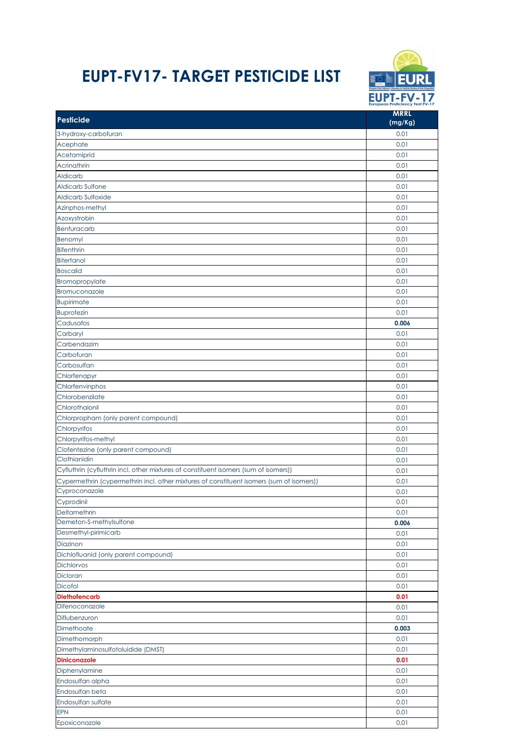# EUPT-FV17- TARGET PESTICIDE LIST

| Pesticide | MRRL (mg/Kg) |
|---|---|
| 3-hydroxy-carbofuran | 0.01 |
| Acephate | 0.01 |
| Acetamiprid | 0.01 |
| Acrinathrin | 0.01 |
| Aldicarb | 0.01 |
| Aldicarb Sulfone | 0.01 |
| Aldicarb Sulfoxide | 0.01 |
| Azinphos-methyl | 0.01 |
| Azoxystrobin | 0.01 |
| Benfuracarb | 0.01 |
| Benomyl | 0.01 |
| Bifenthrin | 0.01 |
| Bitertanol | 0.01 |
| Boscalid | 0.01 |
| Bromopropylate | 0.01 |
| Bromuconazole | 0.01 |
| Bupirimate | 0.01 |
| Buprofezin | 0.01 |
| Cadusafos | **0.006** |
| Carbaryl | 0.01 |
| Carbendazim | 0.01 |
| Carbofuran | 0.01 |
| Carbosulfan | 0.01 |
| Chlorfenapyr | 0.01 |
| Chlorfenvinphos | 0.01 |
| Chlorobenzilate | 0.01 |
| Chlorothalonil | 0.01 |
| Chlorpropham (only parent compound) | 0.01 |
| Chlorpyrifos | 0.01 |
| Chlorpyrifos-methyl | 0.01 |
| Clofentezine (only parent compound) | 0.01 |
| Clothianidin | 0.01 |
| Cyfluthrin (cyfluthrin incl. other mixtures of constituent isomers (sum of isomers)) | 0.01 |
| Cypermethrin (cypermethrin incl. other mixtures of constituent isomers (sum of isomers)) | 0.01 |
| Cyproconazole | 0.01 |
| Cyprodinil | 0.01 |
| Deltamethrin | 0.01 |
| Demeton-S-methylsulfone | **0.006** |
| Desmethyl-pirimicarb | 0.01 |
| Diazinon | 0.01 |
| Dichlofluanid (only parent compound) | 0.01 |
| Dichlorvos | 0.01 |
| Dicloran | 0.01 |
| Dicofol | 0.01 |
| **Diethofencarb** | **0.01** |
| Difenoconazole | 0.01 |
| Diflubenzuron | 0.01 |
| Dimethoate | **0.003** |
| Dimethomorph | 0.01 |
| Dimethylaminosulfotoluidide (DMST) | 0.01 |
| **Diniconazole** | **0.01** |
| Diphenylamine | 0.01 |
| Endosulfan alpha | 0.01 |
| Endosulfan beta | 0.01 |
| Endosulfan sulfate | 0.01 |
| EPN | 0.01 |
| Epoxiconazole | 0.01 |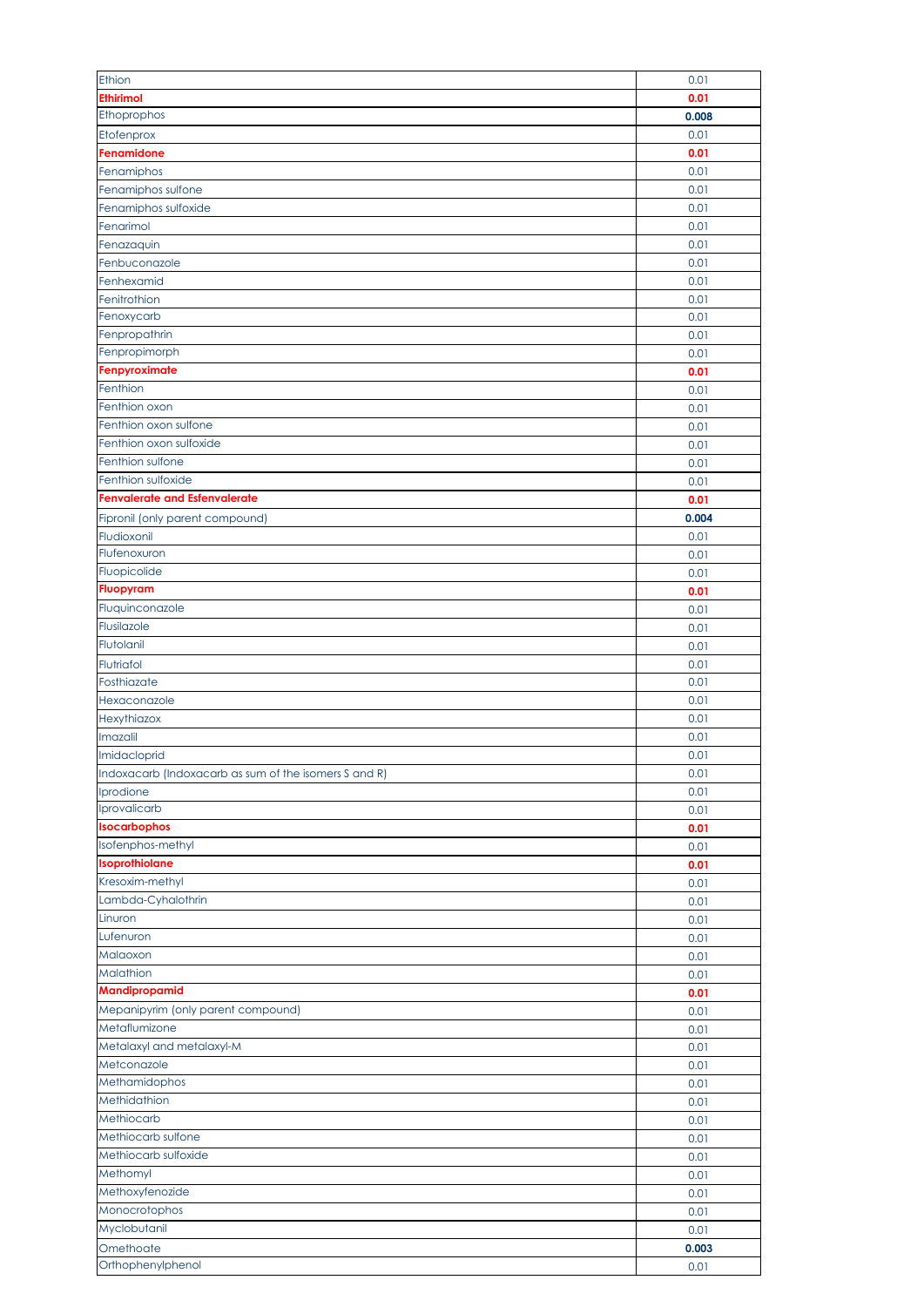| | |
|---|---|
| Ethion | 0.01 |
| **Ethirimol** | **0.01** |
| Ethoprophos | **0.008** |
| Etofenprox | 0.01 |
| **Fenamidone** | **0.01** |
| Fenamiphos | 0.01 |
| Fenamiphos sulfone | 0.01 |
| Fenamiphos sulfoxide | 0.01 |
| Fenarimol | 0.01 |
| Fenazaquin | 0.01 |
| Fenbuconazole | 0.01 |
| Fenhexamid | 0.01 |
| Fenitrothion | 0.01 |
| Fenoxycarb | 0.01 |
| Fenpropathrin | 0.01 |
| Fenpropimorph | 0.01 |
| **Fenpyroximate** | **0.01** |
| Fenthion | 0.01 |
| Fenthion oxon | 0.01 |
| Fenthion oxon sulfone | 0.01 |
| Fenthion oxon sulfoxide | 0.01 |
| Fenthion sulfone | 0.01 |
| Fenthion sulfoxide | 0.01 |
| **Fenvalerate and Esfenvalerate** | **0.01** |
| Fipronil (only parent compound) | **0.004** |
| Fludioxonil | 0.01 |
| Flufenoxuron | 0.01 |
| Fluopicolide | 0.01 |
| **Fluopyram** | **0.01** |
| Fluquinconazole | 0.01 |
| Flusilazole | 0.01 |
| Flutolanil | 0.01 |
| Flutriafol | 0.01 |
| Fosthiazate | 0.01 |
| Hexaconazole | 0.01 |
| Hexythiazox | 0.01 |
| Imazalil | 0.01 |
| Imidacloprid | 0.01 |
| Indoxacarb (Indoxacarb as sum of the isomers S and R) | 0.01 |
| Iprodione | 0.01 |
| Iprovalicarb | 0.01 |
| **Isocarbophos** | **0.01** |
| Isofenphos-methyl | 0.01 |
| **Isoprothiolane** | **0.01** |
| Kresoxim-methyl | 0.01 |
| Lambda-Cyhalothrin | 0.01 |
| Linuron | 0.01 |
| Lufenuron | 0.01 |
| Malaoxon | 0.01 |
| Malathion | 0.01 |
| **Mandipropamid** | **0.01** |
| Mepanipyrim (only parent compound) | 0.01 |
| Metaflumizone | 0.01 |
| Metalaxyl and metalaxyl-M | 0.01 |
| Metconazole | 0.01 |
| Methamidophos | 0.01 |
| Methidathion | 0.01 |
| Methiocarb | 0.01 |
| Methiocarb sulfone | 0.01 |
| Methiocarb sulfoxide | 0.01 |
| Methomyl | 0.01 |
| Methoxyfenozide | 0.01 |
| Monocrotophos | 0.01 |
| Myclobutanil | 0.01 |
| Omethoate | **0.003** |
| Orthophenylphenol | 0.01 |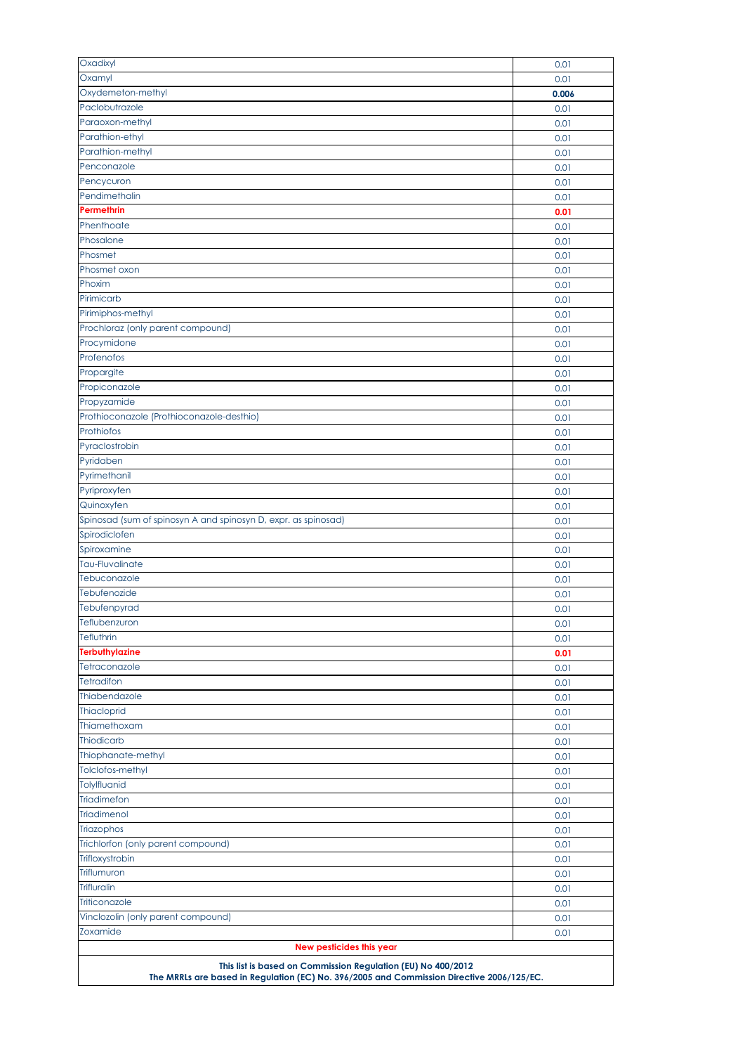| | |
|---|---|
| Oxadixyl | 0.01 |
| Oxamyl | 0.01 |
| Oxydemeton-methyl | **0.006** |
| Paclobutrazole | 0.01 |
| Paraoxon-methyl | 0.01 |
| Parathion-ethyl | 0.01 |
| Parathion-methyl | 0.01 |
| Penconazole | 0.01 |
| Pencycuron | 0.01 |
| Pendimethalin | 0.01 |
| **Permethrin** | **0.01** |
| Phenthoate | 0.01 |
| Phosalone | 0.01 |
| Phosmet | 0.01 |
| Phosmet oxon | 0.01 |
| Phoxim | 0.01 |
| Pirimicarb | 0.01 |
| Pirimiphos-methyl | 0.01 |
| Prochloraz (only parent compound) | 0.01 |
| Procymidone | 0.01 |
| Profenofos | 0.01 |
| Propargite | 0.01 |
| Propiconazole | 0.01 |
| Propyzamide | 0.01 |
| Prothioconazole (Prothioconazole-desthio) | 0.01 |
| Prothiofos | 0.01 |
| Pyraclostrobin | 0.01 |
| Pyridaben | 0.01 |
| Pyrimethanil | 0.01 |
| Pyriproxyfen | 0.01 |
| Quinoxyfen | 0.01 |
| Spinosad (sum of spinosyn A and spinosyn D, expr. as spinosad) | 0.01 |
| Spirodiclofen | 0.01 |
| Spiroxamine | 0.01 |
| Tau-Fluvalinate | 0.01 |
| Tebuconazole | 0.01 |
| Tebufenozide | 0.01 |
| Tebufenpyrad | 0.01 |
| Teflubenzuron | 0.01 |
| Tefluthrin | 0.01 |
| **Terbuthylazine** | **0.01** |
| Tetraconazole | 0.01 |
| Tetradifon | 0.01 |
| Thiabendazole | 0.01 |
| Thiacloprid | 0.01 |
| Thiamethoxam | 0.01 |
| Thiodicarb | 0.01 |
| Thiophanate-methyl | 0.01 |
| Tolclofos-methyl | 0.01 |
| Tolylfluanid | 0.01 |
| Triadimefon | 0.01 |
| Triadimenol | 0.01 |
| Triazophos | 0.01 |
| Trichlorfon (only parent compound) | 0.01 |
| Trifloxystrobin | 0.01 |
| Triflumuron | 0.01 |
| Trifluralin | 0.01 |
| Triticonazole | 0.01 |
| Vinclozolin (only parent compound) | 0.01 |
| Zoxamide | 0.01 |

**New pesticides this year**

**This list is based on Commission Regulation (EU) No 400/2012**
**The MRRLs are based in Regulation (EC) No. 396/2005 and Commission Directive 2006/125/EC.**